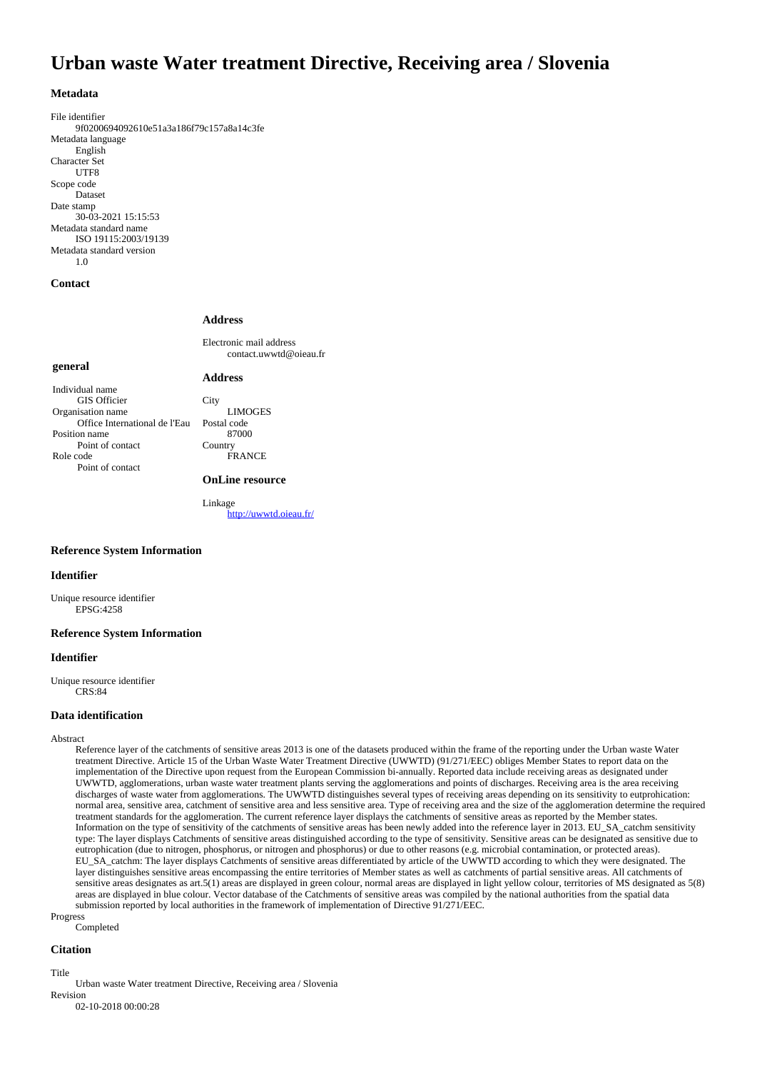# Urban waste Water treatment Directive, Receiving area / Slovenia

## Metadata

File identifier
9f0200694092610e51a3a186f79c157a8a14c3fe

Metadata language
English

Character Set
UTF8

Scope code
Dataset

Date stamp
30-03-2021 15:15:53

Metadata standard name
ISO 19115:2003/19139

Metadata standard version
1.0

## Contact

### general

Individual name
GIS Officier

Organisation name
Office International de l'Eau

Position name
Point of contact

Role code
Point of contact

### Address

Electronic mail address
contact.uwwtd@oieau.fr

### Address

City
LIMOGES

Postal code
87000

Country
FRANCE

### OnLine resource

Linkage
http://uwwtd.oieau.fr/

## Reference System Information

### Identifier

Unique resource identifier
EPSG:4258

## Reference System Information

### Identifier

Unique resource identifier
CRS:84

## Data identification

Abstract

Reference layer of the catchments of sensitive areas 2013 is one of the datasets produced within the frame of the reporting under the Urban waste Water treatment Directive. Article 15 of the Urban Waste Water Treatment Directive (UWWTD) (91/271/EEC) obliges Member States to report data on the implementation of the Directive upon request from the European Commission bi-annually. Reported data include receiving areas as designated under UWWTD, agglomerations, urban waste water treatment plants serving the agglomerations and points of discharges. Receiving area is the area receiving discharges of waste water from agglomerations. The UWWTD distinguishes several types of receiving areas depending on its sensitivity to eutprohication: normal area, sensitive area, catchment of sensitive area and less sensitive area. Type of receiving area and the size of the agglomeration determine the required treatment standards for the agglomeration. The current reference layer displays the catchments of sensitive areas as reported by the Member states. Information on the type of sensitivity of the catchments of sensitive areas has been newly added into the reference layer in 2013. EU_SA_catchm sensitivity type: The layer displays Catchments of sensitive areas distinguished according to the type of sensitivity. Sensitive areas can be designated as sensitive due to eutrophication (due to nitrogen, phosphorus, or nitrogen and phosphorus) or due to other reasons (e.g. microbial contamination, or protected areas). EU_SA_catchm: The layer displays Catchments of sensitive areas differentiated by article of the UWWTD according to which they were designated. The layer distinguishes sensitive areas encompassing the entire territories of Member states as well as catchments of partial sensitive areas. All catchments of sensitive areas designates as art.5(1) areas are displayed in green colour, normal areas are displayed in light yellow colour, territories of MS designated as 5(8) areas are displayed in blue colour. Vector database of the Catchments of sensitive areas was compiled by the national authorities from the spatial data submission reported by local authorities in the framework of implementation of Directive 91/271/EEC.

Progress
Completed

## Citation

Title
Urban waste Water treatment Directive, Receiving area / Slovenia

Revision
02-10-2018 00:00:28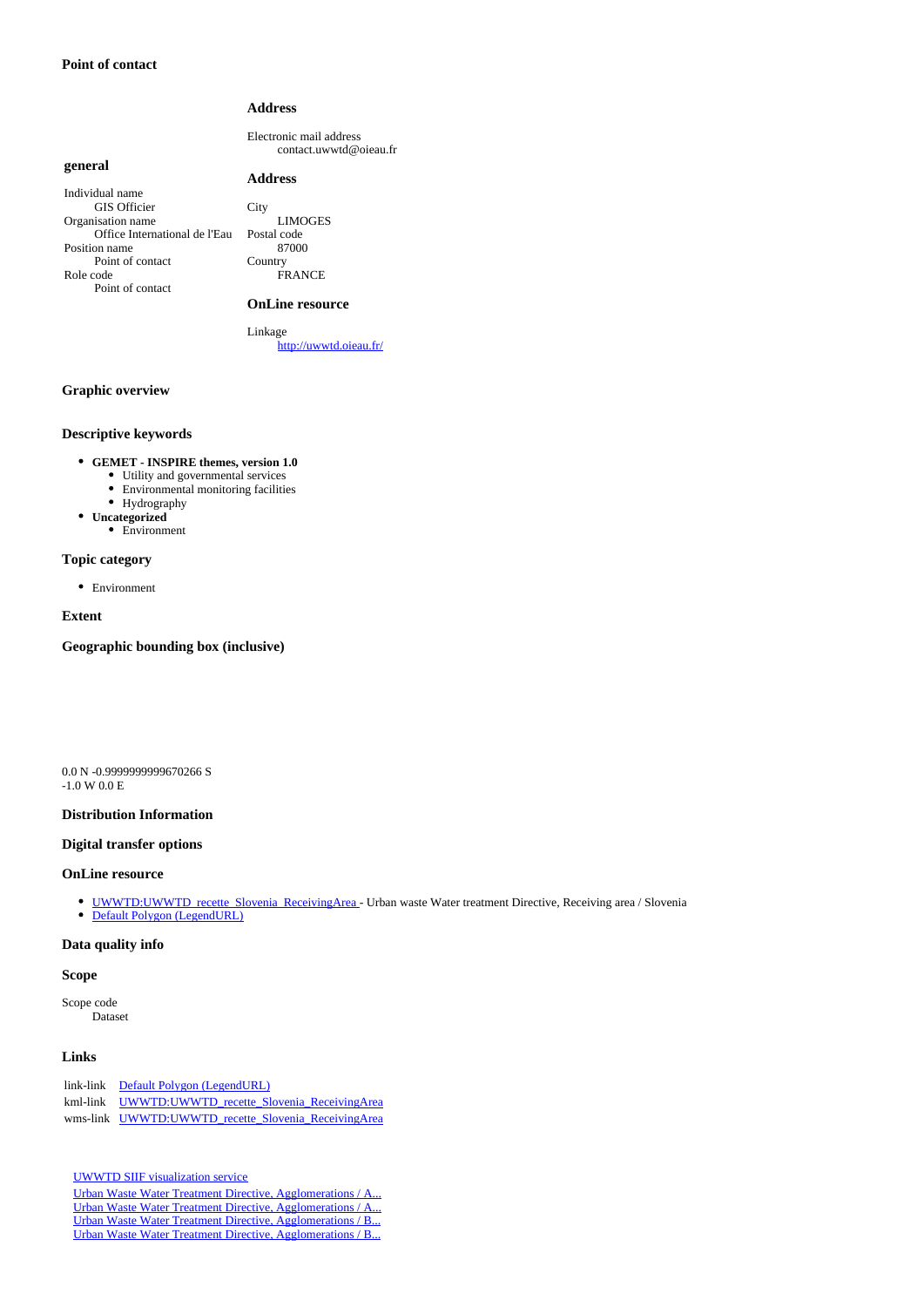### Point of contact

#### general

Individual name
GIS Officier
Organisation name
Office International de l'Eau
Position name
Point of contact
Role code
Point of contact

#### Address

Electronic mail address
contact.uwwtd@oieau.fr

#### Address

City
LIMOGES
Postal code
87000
Country
FRANCE

#### OnLine resource

Linkage
[http://uwwtd.oieau.fr/](http://uwwtd.oieau.fr/)

### Graphic overview

### Descriptive keywords

- **GEMET - INSPIRE themes, version 1.0**
  - Utility and governmental services
  - Environmental monitoring facilities
  - Hydrography
- **Uncategorized**
  - Environment

### Topic category

- Environment

### Extent

### Geographic bounding box (inclusive)

0.0 N -0.9999999999670266 S
-1.0 W 0.0 E

### Distribution Information

### Digital transfer options

### OnLine resource

- UWWTD:UWWTD_recette_Slovenia_ReceivingArea - Urban waste Water treatment Directive, Receiving area / Slovenia
- Default Polygon (LegendURL)

### Data quality info

### Scope

Scope code
Dataset

### Links

| | |
|---|---|
| link-link | Default Polygon (LegendURL) |
| kml-link | UWWTD:UWWTD_recette_Slovenia_ReceivingArea |
| wms-link | UWWTD:UWWTD_recette_Slovenia_ReceivingArea |

UWWTD SIIF visualization service
Urban Waste Water Treatment Directive, Agglomerations / A...
Urban Waste Water Treatment Directive, Agglomerations / A...
Urban Waste Water Treatment Directive, Agglomerations / B...
Urban Waste Water Treatment Directive, Agglomerations / B...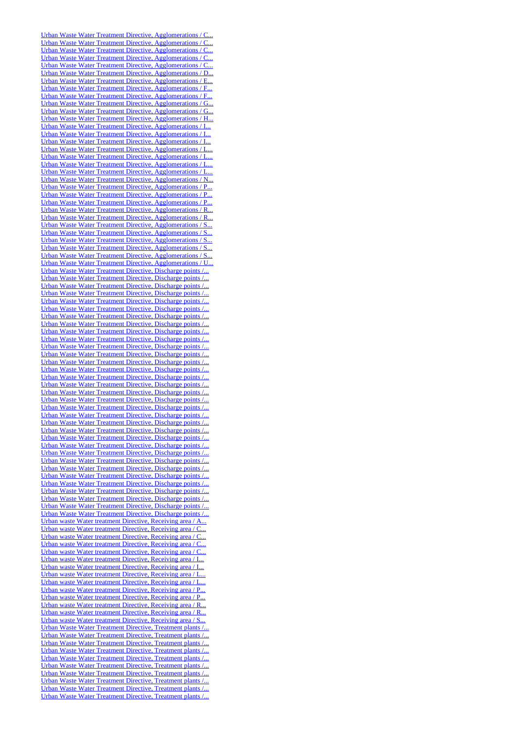[Urban Waste Water Treatment Directive, Agglomerations / C...](#)
[Urban Waste Water Treatment Directive, Agglomerations / C...](#)
[Urban Waste Water Treatment Directive, Agglomerations / C...](#)
[Urban Waste Water Treatment Directive, Agglomerations / C...](#)
[Urban Waste Water Treatment Directive, Agglomerations / C...](#)
[Urban Waste Water Treatment Directive, Agglomerations / D...](#)
[Urban Waste Water Treatment Directive, Agglomerations / E...](#)
[Urban Waste Water Treatment Directive, Agglomerations / F...](#)
[Urban Waste Water Treatment Directive, Agglomerations / F...](#)
[Urban Waste Water Treatment Directive, Agglomerations / G...](#)
[Urban Waste Water Treatment Directive, Agglomerations / G...](#)
[Urban Waste Water Treatment Directive, Agglomerations / H...](#)
[Urban Waste Water Treatment Directive, Agglomerations / I...](#)
[Urban Waste Water Treatment Directive, Agglomerations / I...](#)
[Urban Waste Water Treatment Directive, Agglomerations / I...](#)
[Urban Waste Water Treatment Directive, Agglomerations / L...](#)
[Urban Waste Water Treatment Directive, Agglomerations / L...](#)
[Urban Waste Water Treatment Directive, Agglomerations / L...](#)
[Urban Waste Water Treatment Directive, Agglomerations / L...](#)
[Urban Waste Water Treatment Directive, Agglomerations / N...](#)
[Urban Waste Water Treatment Directive, Agglomerations / P...](#)
[Urban Waste Water Treatment Directive, Agglomerations / P...](#)
[Urban Waste Water Treatment Directive, Agglomerations / P...](#)
[Urban Waste Water Treatment Directive, Agglomerations / R...](#)
[Urban Waste Water Treatment Directive, Agglomerations / R...](#)
[Urban Waste Water Treatment Directive, Agglomerations / S...](#)
[Urban Waste Water Treatment Directive, Agglomerations / S...](#)
[Urban Waste Water Treatment Directive, Agglomerations / S...](#)
[Urban Waste Water Treatment Directive, Agglomerations / S...](#)
[Urban Waste Water Treatment Directive, Agglomerations / S...](#)
[Urban Waste Water Treatment Directive, Agglomerations / U...](#)
[Urban Waste Water Treatment Directive, Discharge points /...](#)
[Urban Waste Water Treatment Directive, Discharge points /...](#)
[Urban Waste Water Treatment Directive, Discharge points /...](#)
[Urban Waste Water Treatment Directive, Discharge points /...](#)
[Urban Waste Water Treatment Directive, Discharge points /...](#)
[Urban Waste Water Treatment Directive, Discharge points /...](#)
[Urban Waste Water Treatment Directive, Discharge points /...](#)
[Urban Waste Water Treatment Directive, Discharge points /...](#)
[Urban Waste Water Treatment Directive, Discharge points /...](#)
[Urban Waste Water Treatment Directive, Discharge points /...](#)
[Urban Waste Water Treatment Directive, Discharge points /...](#)
[Urban Waste Water Treatment Directive, Discharge points /...](#)
[Urban Waste Water Treatment Directive, Discharge points /...](#)
[Urban Waste Water Treatment Directive, Discharge points /...](#)
[Urban Waste Water Treatment Directive, Discharge points /...](#)
[Urban Waste Water Treatment Directive, Discharge points /...](#)
[Urban Waste Water Treatment Directive, Discharge points /...](#)
[Urban Waste Water Treatment Directive, Discharge points /...](#)
[Urban Waste Water Treatment Directive, Discharge points /...](#)
[Urban Waste Water Treatment Directive, Discharge points /...](#)
[Urban Waste Water Treatment Directive, Discharge points /...](#)
[Urban Waste Water Treatment Directive, Discharge points /...](#)
[Urban Waste Water Treatment Directive, Discharge points /...](#)
[Urban Waste Water Treatment Directive, Discharge points /...](#)
[Urban Waste Water Treatment Directive, Discharge points /...](#)
[Urban Waste Water Treatment Directive, Discharge points /...](#)
[Urban Waste Water Treatment Directive, Discharge points /...](#)
[Urban Waste Water Treatment Directive, Discharge points /...](#)
[Urban Waste Water Treatment Directive, Discharge points /...](#)
[Urban Waste Water Treatment Directive, Discharge points /...](#)
[Urban Waste Water Treatment Directive, Discharge points /...](#)
[Urban Waste Water Treatment Directive, Discharge points /...](#)
[Urban Waste Water Treatment Directive, Discharge points /...](#)
[Urban waste Water treatment Directive, Receiving area / A...](#)
[Urban waste Water treatment Directive, Receiving area / C...](#)
[Urban waste Water treatment Directive, Receiving area / C...](#)
[Urban waste Water treatment Directive, Receiving area / C...](#)
[Urban waste Water treatment Directive, Receiving area / C...](#)
[Urban waste Water treatment Directive, Receiving area / I...](#)
[Urban waste Water treatment Directive, Receiving area / I...](#)
[Urban waste Water treatment Directive, Receiving area / L...](#)
[Urban waste Water treatment Directive, Receiving area / L...](#)
[Urban waste Water treatment Directive, Receiving area / P...](#)
[Urban waste Water treatment Directive, Receiving area / P...](#)
[Urban waste Water treatment Directive, Receiving area / R...](#)
[Urban waste Water treatment Directive, Receiving area / R...](#)
[Urban waste Water treatment Directive, Receiving area / S...](#)
[Urban Waste Water Treatment Directive, Treatment plants /...](#)
[Urban Waste Water Treatment Directive, Treatment plants /...](#)
[Urban Waste Water Treatment Directive, Treatment plants /...](#)
[Urban Waste Water Treatment Directive, Treatment plants /...](#)
[Urban Waste Water Treatment Directive, Treatment plants /...](#)
[Urban Waste Water Treatment Directive, Treatment plants /...](#)
[Urban Waste Water Treatment Directive, Treatment plants /...](#)
[Urban Waste Water Treatment Directive, Treatment plants /...](#)
[Urban Waste Water Treatment Directive, Treatment plants /...](#)
[Urban Waste Water Treatment Directive, Treatment plants /...](#)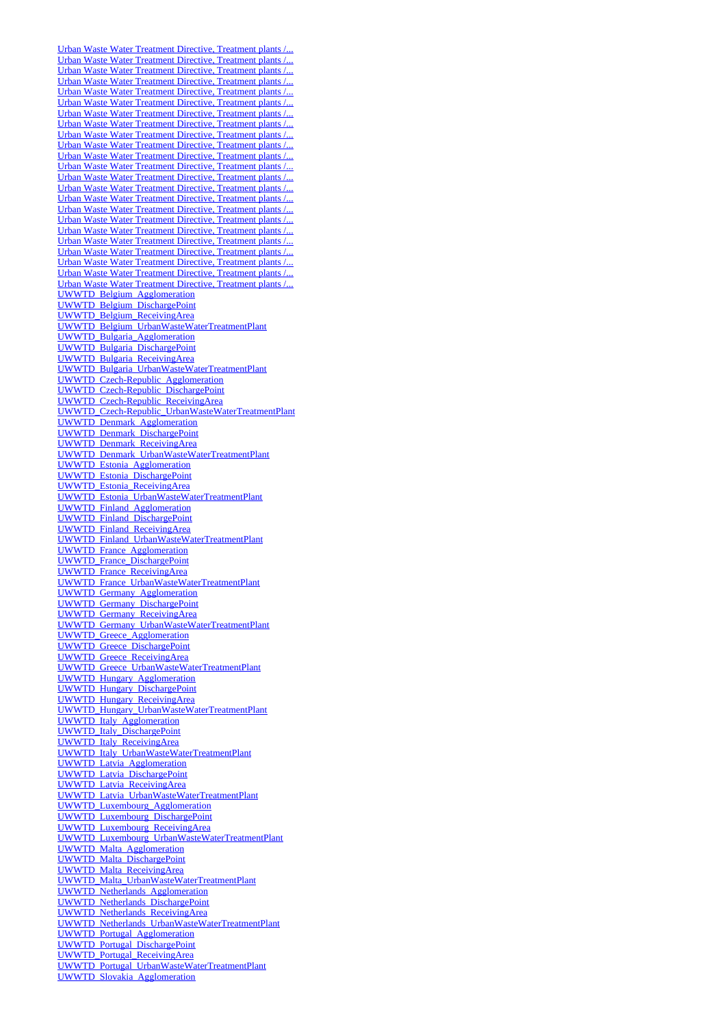Urban Waste Water Treatment Directive, Treatment plants /...
Urban Waste Water Treatment Directive, Treatment plants /...
Urban Waste Water Treatment Directive, Treatment plants /...
Urban Waste Water Treatment Directive, Treatment plants /...
Urban Waste Water Treatment Directive, Treatment plants /...
Urban Waste Water Treatment Directive, Treatment plants /...
Urban Waste Water Treatment Directive, Treatment plants /...
Urban Waste Water Treatment Directive, Treatment plants /...
Urban Waste Water Treatment Directive, Treatment plants /...
Urban Waste Water Treatment Directive, Treatment plants /...
Urban Waste Water Treatment Directive, Treatment plants /...
Urban Waste Water Treatment Directive, Treatment plants /...
Urban Waste Water Treatment Directive, Treatment plants /...
Urban Waste Water Treatment Directive, Treatment plants /...
Urban Waste Water Treatment Directive, Treatment plants /...
Urban Waste Water Treatment Directive, Treatment plants /...
Urban Waste Water Treatment Directive, Treatment plants /...
Urban Waste Water Treatment Directive, Treatment plants /...
Urban Waste Water Treatment Directive, Treatment plants /...
Urban Waste Water Treatment Directive, Treatment plants /...
Urban Waste Water Treatment Directive, Treatment plants /...
Urban Waste Water Treatment Directive, Treatment plants /...
Urban Waste Water Treatment Directive, Treatment plants /...
UWWTD_Belgium_Agglomeration
UWWTD_Belgium_DischargePoint
UWWTD_Belgium_ReceivingArea
UWWTD_Belgium_UrbanWasteWaterTreatmentPlant
UWWTD_Bulgaria_Agglomeration
UWWTD_Bulgaria_DischargePoint
UWWTD_Bulgaria_ReceivingArea
UWWTD_Bulgaria_UrbanWasteWaterTreatmentPlant
UWWTD_Czech-Republic_Agglomeration
UWWTD_Czech-Republic_DischargePoint
UWWTD_Czech-Republic_ReceivingArea
UWWTD_Czech-Republic_UrbanWasteWaterTreatmentPlant
UWWTD_Denmark_Agglomeration
UWWTD_Denmark_DischargePoint
UWWTD_Denmark_ReceivingArea
UWWTD_Denmark_UrbanWasteWaterTreatmentPlant
UWWTD_Estonia_Agglomeration
UWWTD_Estonia_DischargePoint
UWWTD_Estonia_ReceivingArea
UWWTD_Estonia_UrbanWasteWaterTreatmentPlant
UWWTD_Finland_Agglomeration
UWWTD_Finland_DischargePoint
UWWTD_Finland_ReceivingArea
UWWTD_Finland_UrbanWasteWaterTreatmentPlant
UWWTD_France_Agglomeration
UWWTD_France_DischargePoint
UWWTD_France_ReceivingArea
UWWTD_France_UrbanWasteWaterTreatmentPlant
UWWTD_Germany_Agglomeration
UWWTD_Germany_DischargePoint
UWWTD_Germany_ReceivingArea
UWWTD_Germany_UrbanWasteWaterTreatmentPlant
UWWTD_Greece_Agglomeration
UWWTD_Greece_DischargePoint
UWWTD_Greece_ReceivingArea
UWWTD_Greece_UrbanWasteWaterTreatmentPlant
UWWTD_Hungary_Agglomeration
UWWTD_Hungary_DischargePoint
UWWTD_Hungary_ReceivingArea
UWWTD_Hungary_UrbanWasteWaterTreatmentPlant
UWWTD_Italy_Agglomeration
UWWTD_Italy_DischargePoint
UWWTD_Italy_ReceivingArea
UWWTD_Italy_UrbanWasteWaterTreatmentPlant
UWWTD_Latvia_Agglomeration
UWWTD_Latvia_DischargePoint
UWWTD_Latvia_ReceivingArea
UWWTD_Latvia_UrbanWasteWaterTreatmentPlant
UWWTD_Luxembourg_Agglomeration
UWWTD_Luxembourg_DischargePoint
UWWTD_Luxembourg_ReceivingArea
UWWTD_Luxembourg_UrbanWasteWaterTreatmentPlant
UWWTD_Malta_Agglomeration
UWWTD_Malta_DischargePoint
UWWTD_Malta_ReceivingArea
UWWTD_Malta_UrbanWasteWaterTreatmentPlant
UWWTD_Netherlands_Agglomeration
UWWTD_Netherlands_DischargePoint
UWWTD_Netherlands_ReceivingArea
UWWTD_Netherlands_UrbanWasteWaterTreatmentPlant
UWWTD_Portugal_Agglomeration
UWWTD_Portugal_DischargePoint
UWWTD_Portugal_ReceivingArea
UWWTD_Portugal_UrbanWasteWaterTreatmentPlant
UWWTD_Slovakia_Agglomeration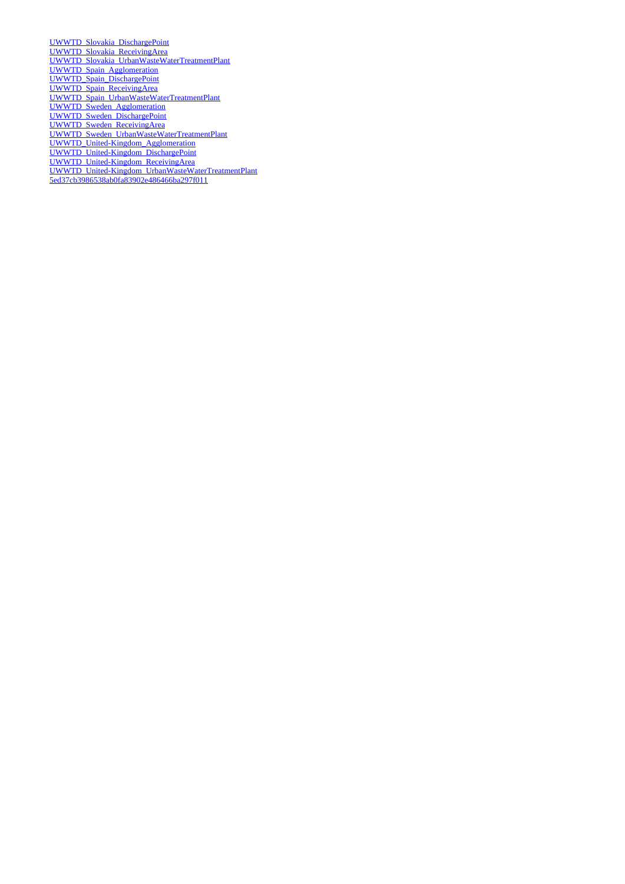UWWTD_Slovakia_DischargePoint
UWWTD_Slovakia_ReceivingArea
UWWTD_Slovakia_UrbanWasteWaterTreatmentPlant
UWWTD_Spain_Agglomeration
UWWTD_Spain_DischargePoint
UWWTD_Spain_ReceivingArea
UWWTD_Spain_UrbanWasteWaterTreatmentPlant
UWWTD_Sweden_Agglomeration
UWWTD_Sweden_DischargePoint
UWWTD_Sweden_ReceivingArea
UWWTD_Sweden_UrbanWasteWaterTreatmentPlant
UWWTD_United-Kingdom_Agglomeration
UWWTD_United-Kingdom_DischargePoint
UWWTD_United-Kingdom_ReceivingArea
UWWTD_United-Kingdom_UrbanWasteWaterTreatmentPlant
5ed37cb3986538ab0fa83902e486466ba297f011